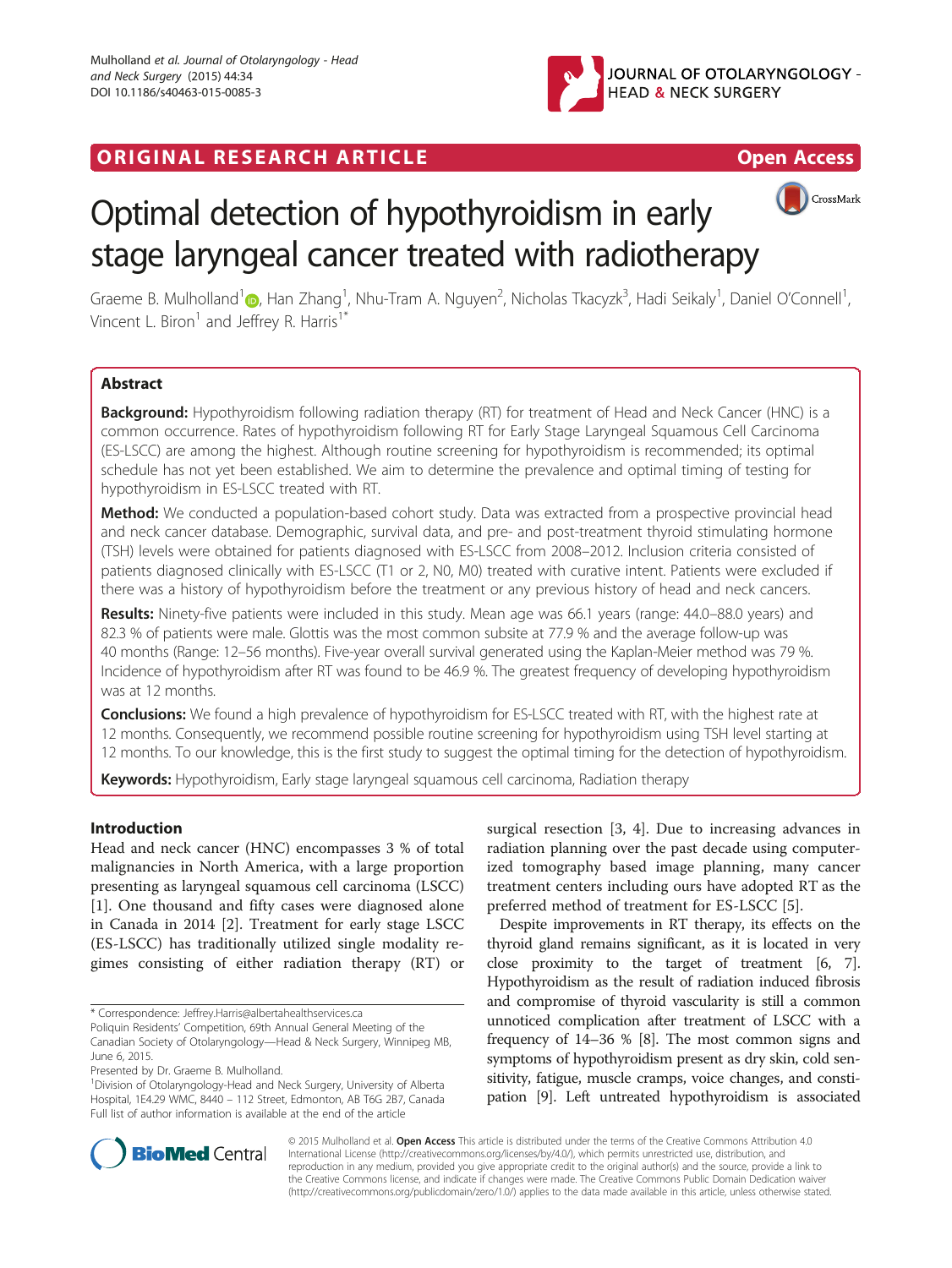ORIGINAL RESEARCH ARTICLE

Open Access

# Optimal detection of hypothyroidism in early stage laryngeal cancer treated with radiotherapy

Graeme B. Mulholland[1], Han Zhang[1], Nhu-Tram A. Nguyen[2], Nicholas Tkaczyk[3], Hadi Seikaly[1], Daniel O'Connell[1], Vincent L. Biron[1] and Jeffrey R. Harris[1*]

## Abstract

**Background:** Hypothyroidism following radiation therapy (RT) for treatment of Head and Neck Cancer (HNC) is a common occurrence. Rates of hypothyroidism following RT for Early Stage Laryngeal Squamous Cell Carcinoma (ES-LSCC) are among the highest. Although routine screening for hypothyroidism is recommended; its optimal schedule has not yet been established. We aim to determine the prevalence and optimal timing of testing for hypothyroidism in ES-LSCC treated with RT.

**Method:** We conducted a population-based cohort study. Data was extracted from a prospective provincial head and neck cancer database. Demographic, survival data, and pre- and post-treatment thyroid stimulating hormone (TSH) levels were obtained for patients diagnosed with ES-LSCC from 2008–2012. Inclusion criteria consisted of patients diagnosed clinically with ES-LSCC (T1 or 2, N0, M0) treated with curative intent. Patients were excluded if there was a history of hypothyroidism before the treatment or any previous history of head and neck cancers.

**Results:** Ninety-five patients were included in this study. Mean age was 66.1 years (range: 44.0–88.0 years) and 82.3 % of patients were male. Glottis was the most common subsite at 77.9 % and the average follow-up was 40 months (Range: 12–56 months). Five-year overall survival generated using the Kaplan-Meier method was 79 %. Incidence of hypothyroidism after RT was found to be 46.9 %. The greatest frequency of developing hypothyroidism was at 12 months.

**Conclusions:** We found a high prevalence of hypothyroidism for ES-LSCC treated with RT, with the highest rate at 12 months. Consequently, we recommend possible routine screening for hypothyroidism using TSH level starting at 12 months. To our knowledge, this is the first study to suggest the optimal timing for the detection of hypothyroidism.

**Keywords:** Hypothyroidism, Early stage laryngeal squamous cell carcinoma, Radiation therapy

## Introduction

Head and neck cancer (HNC) encompasses 3 % of total malignancies in North America, with a large proportion presenting as laryngeal squamous cell carcinoma (LSCC) [1]. One thousand and fifty cases were diagnosed alone in Canada in 2014 [2]. Treatment for early stage LSCC (ES-LSCC) has traditionally utilized single modality regimes consisting of either radiation therapy (RT) or surgical resection [3, 4]. Due to increasing advances in radiation planning over the past decade using computerized tomography based image planning, many cancer treatment centers including ours have adopted RT as the preferred method of treatment for ES-LSCC [5].

Despite improvements in RT therapy, its effects on the thyroid gland remains significant, as it is located in very close proximity to the target of treatment [6, 7]. Hypothyroidism as the result of radiation induced fibrosis and compromise of thyroid vascularity is still a common unnoticed complication after treatment of LSCC with a frequency of 14–36 % [8]. The most common signs and symptoms of hypothyroidism present as dry skin, cold sensitivity, fatigue, muscle cramps, voice changes, and constipation [9]. Left untreated hypothyroidism is associated

\* Correspondence: Jeffrey.Harris@albertahealthservices.ca
Poliquin Residents' Competition, 69th Annual General Meeting of the Canadian Society of Otolaryngology—Head & Neck Surgery, Winnipeg MB, June 6, 2015.
Presented by Dr. Graeme B. Mulholland.
[1]Division of Otolaryngology-Head and Neck Surgery, University of Alberta Hospital, 1E4.29 WMC, 8440 – 112 Street, Edmonton, AB T6G 2B7, Canada
Full list of author information is available at the end of the article

© 2015 Mulholland et al. **Open Access** This article is distributed under the terms of the Creative Commons Attribution 4.0 International License (http://creativecommons.org/licenses/by/4.0/), which permits unrestricted use, distribution, and reproduction in any medium, provided you give appropriate credit to the original author(s) and the source, provide a link to the Creative Commons license, and indicate if changes were made. The Creative Commons Public Domain Dedication waiver (http://creativecommons.org/publicdomain/zero/1.0/) applies to the data made available in this article, unless otherwise stated.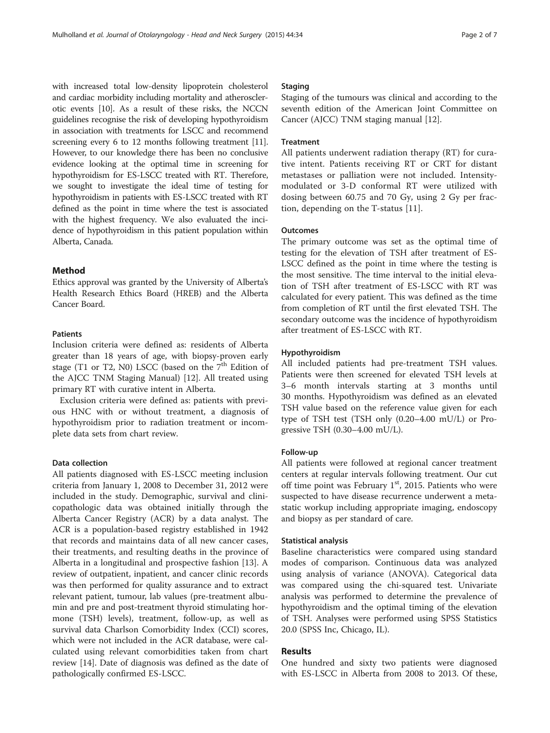with increased total low-density lipoprotein cholesterol and cardiac morbidity including mortality and atherosclerotic events [10]. As a result of these risks, the NCCN guidelines recognise the risk of developing hypothyroidism in association with treatments for LSCC and recommend screening every 6 to 12 months following treatment [11]. However, to our knowledge there has been no conclusive evidence looking at the optimal time in screening for hypothyroidism for ES-LSCC treated with RT. Therefore, we sought to investigate the ideal time of testing for hypothyroidism in patients with ES-LSCC treated with RT defined as the point in time where the test is associated with the highest frequency. We also evaluated the incidence of hypothyroidism in this patient population within Alberta, Canada.

## Method

Ethics approval was granted by the University of Alberta's Health Research Ethics Board (HREB) and the Alberta Cancer Board.

### Patients

Inclusion criteria were defined as: residents of Alberta greater than 18 years of age, with biopsy-proven early stage (T1 or T2, N0) LSCC (based on the 7th Edition of the AJCC TNM Staging Manual) [12]. All treated using primary RT with curative intent in Alberta.

Exclusion criteria were defined as: patients with previous HNC with or without treatment, a diagnosis of hypothyroidism prior to radiation treatment or incomplete data sets from chart review.

### Data collection

All patients diagnosed with ES-LSCC meeting inclusion criteria from January 1, 2008 to December 31, 2012 were included in the study. Demographic, survival and clinicopathologic data was obtained initially through the Alberta Cancer Registry (ACR) by a data analyst. The ACR is a population-based registry established in 1942 that records and maintains data of all new cancer cases, their treatments, and resulting deaths in the province of Alberta in a longitudinal and prospective fashion [13]. A review of outpatient, inpatient, and cancer clinic records was then performed for quality assurance and to extract relevant patient, tumour, lab values (pre-treatment albumin and pre and post-treatment thyroid stimulating hormone (TSH) levels), treatment, follow-up, as well as survival data Charlson Comorbidity Index (CCI) scores, which were not included in the ACR database, were calculated using relevant comorbidities taken from chart review [14]. Date of diagnosis was defined as the date of pathologically confirmed ES-LSCC.

### Staging

Staging of the tumours was clinical and according to the seventh edition of the American Joint Committee on Cancer (AJCC) TNM staging manual [12].

### Treatment

All patients underwent radiation therapy (RT) for curative intent. Patients receiving RT or CRT for distant metastases or palliation were not included. Intensity-modulated or 3-D conformal RT were utilized with dosing between 60.75 and 70 Gy, using 2 Gy per fraction, depending on the T-status [11].

### Outcomes

The primary outcome was set as the optimal time of testing for the elevation of TSH after treatment of ES-LSCC defined as the point in time where the testing is the most sensitive. The time interval to the initial elevation of TSH after treatment of ES-LSCC with RT was calculated for every patient. This was defined as the time from completion of RT until the first elevated TSH. The secondary outcome was the incidence of hypothyroidism after treatment of ES-LSCC with RT.

### Hypothyroidism

All included patients had pre-treatment TSH values. Patients were then screened for elevated TSH levels at 3–6 month intervals starting at 3 months until 30 months. Hypothyroidism was defined as an elevated TSH value based on the reference value given for each type of TSH test (TSH only (0.20–4.00 mU/L) or Progressive TSH (0.30–4.00 mU/L).

### Follow-up

All patients were followed at regional cancer treatment centers at regular intervals following treatment. Our cut off time point was February 1st, 2015. Patients who were suspected to have disease recurrence underwent a metastatic workup including appropriate imaging, endoscopy and biopsy as per standard of care.

### Statistical analysis

Baseline characteristics were compared using standard modes of comparison. Continuous data was analyzed using analysis of variance (ANOVA). Categorical data was compared using the chi-squared test. Univariate analysis was performed to determine the prevalence of hypothyroidism and the optimal timing of the elevation of TSH. Analyses were performed using SPSS Statistics 20.0 (SPSS Inc, Chicago, IL).

## Results

One hundred and sixty two patients were diagnosed with ES-LSCC in Alberta from 2008 to 2013. Of these,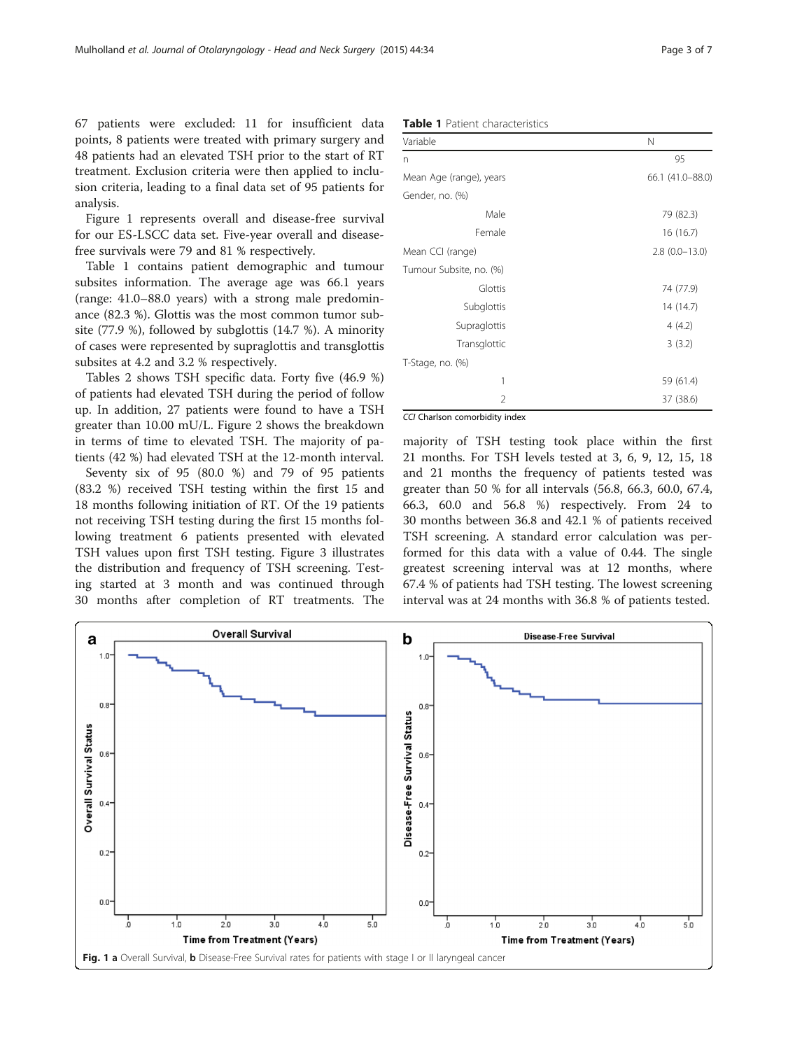67 patients were excluded: 11 for insufficient data points, 8 patients were treated with primary surgery and 48 patients had an elevated TSH prior to the start of RT treatment. Exclusion criteria were then applied to inclusion criteria, leading to a final data set of 95 patients for analysis.

Figure 1 represents overall and disease-free survival for our ES-LSCC data set. Five-year overall and disease-free survivals were 79 and 81 % respectively.

Table 1 contains patient demographic and tumour subsites information. The average age was 66.1 years (range: 41.0–88.0 years) with a strong male predominance (82.3 %). Glottis was the most common tumor subsite (77.9 %), followed by subglottis (14.7 %). A minority of cases were represented by supraglottis and transglottis subsites at 4.2 and 3.2 % respectively.

Tables 2 shows TSH specific data. Forty five (46.9 %) of patients had elevated TSH during the period of follow up. In addition, 27 patients were found to have a TSH greater than 10.00 mU/L. Figure 2 shows the breakdown in terms of time to elevated TSH. The majority of patients (42 %) had elevated TSH at the 12-month interval.

Seventy six of 95 (80.0 %) and 79 of 95 patients (83.2 %) received TSH testing within the first 15 and 18 months following initiation of RT. Of the 19 patients not receiving TSH testing during the first 15 months following treatment 6 patients presented with elevated TSH values upon first TSH testing. Figure 3 illustrates the distribution and frequency of TSH screening. Testing started at 3 month and was continued through 30 months after completion of RT treatments. The majority of TSH testing took place within the first 21 months. For TSH levels tested at 3, 6, 9, 12, 15, 18 and 21 months the frequency of patients tested was greater than 50 % for all intervals (56.8, 66.3, 60.0, 67.4, 66.3, 60.0 and 56.8 %) respectively. From 24 to 30 months between 36.8 and 42.1 % of patients received TSH screening. A standard error calculation was performed for this data with a value of 0.44. The single greatest screening interval was at 12 months, where 67.4 % of patients had TSH testing. The lowest screening interval was at 24 months with 36.8 % of patients tested.

**Table 1** Patient characteristics

| Variable | N |
|---|---|
| n | 95 |
| Mean Age (range), years | 66.1 (41.0–88.0) |
| Gender, no. (%) | |
| Male | 79 (82.3) |
| Female | 16 (16.7) |
| Mean CCI (range) | 2.8 (0.0–13.0) |
| Tumour Subsite, no. (%) | |
| Glottis | 74 (77.9) |
| Subglottis | 14 (14.7) |
| Supraglottis | 4 (4.2) |
| Transglottic | 3 (3.2) |
| T-Stage, no. (%) | |
| 1 | 59 (61.4) |
| 2 | 37 (38.6) |

*CCI* Charlson comorbidity index

**Fig. 1** **a** Overall Survival, **b** Disease-Free Survival rates for patients with stage I or II laryngeal cancer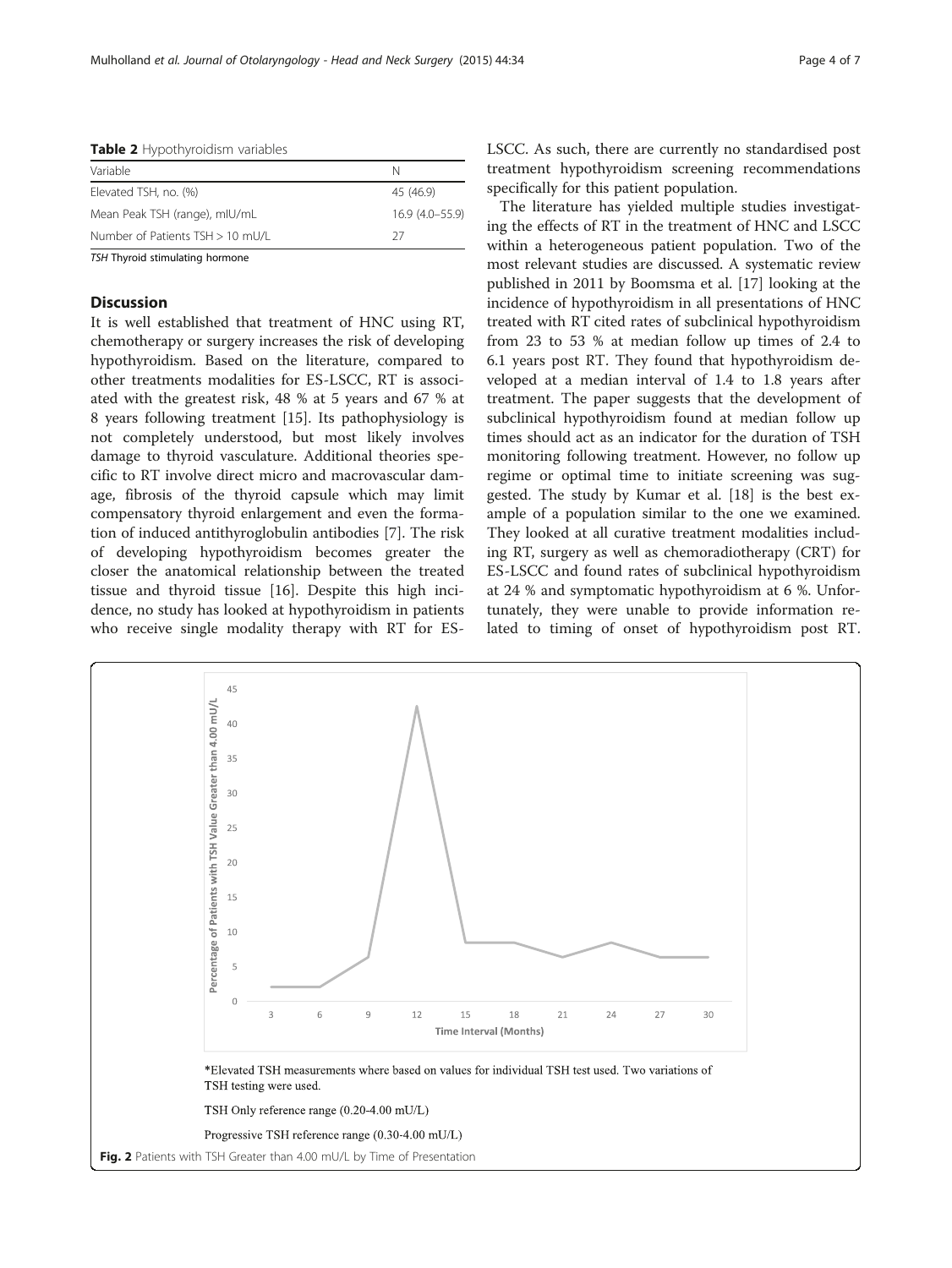**Table 2** Hypothyroidism variables

| Variable | N |
| --- | --- |
| Elevated TSH, no. (%) | 45 (46.9) |
| Mean Peak TSH (range), mIU/mL | 16.9 (4.0–55.9) |
| Number of Patients TSH > 10 mU/L | 27 |

*TSH* Thyroid stimulating hormone

## Discussion

It is well established that treatment of HNC using RT, chemotherapy or surgery increases the risk of developing hypothyroidism. Based on the literature, compared to other treatments modalities for ES-LSCC, RT is associated with the greatest risk, 48 % at 5 years and 67 % at 8 years following treatment [15]. Its pathophysiology is not completely understood, but most likely involves damage to thyroid vasculature. Additional theories specific to RT involve direct micro and macrovascular damage, fibrosis of the thyroid capsule which may limit compensatory thyroid enlargement and even the formation of induced antithyroglobulin antibodies [7]. The risk of developing hypothyroidism becomes greater the closer the anatomical relationship between the treated tissue and thyroid tissue [16]. Despite this high incidence, no study has looked at hypothyroidism in patients who receive single modality therapy with RT for ES-LSCC. As such, there are currently no standardised post treatment hypothyroidism screening recommendations specifically for this patient population.

The literature has yielded multiple studies investigating the effects of RT in the treatment of HNC and LSCC within a heterogeneous patient population. Two of the most relevant studies are discussed. A systematic review published in 2011 by Boomsma et al. [17] looking at the incidence of hypothyroidism in all presentations of HNC treated with RT cited rates of subclinical hypothyroidism from 23 to 53 % at median follow up times of 2.4 to 6.1 years post RT. They found that hypothyroidism developed at a median interval of 1.4 to 1.8 years after treatment. The paper suggests that the development of subclinical hypothyroidism found at median follow up times should act as an indicator for the duration of TSH monitoring following treatment. However, no follow up regime or optimal time to initiate screening was suggested. The study by Kumar et al. [18] is the best example of a population similar to the one we examined. They looked at all curative treatment modalities including RT, surgery as well as chemoradiotherapy (CRT) for ES-LSCC and found rates of subclinical hypothyroidism at 24 % and symptomatic hypothyroidism at 6 %. Unfortunately, they were unable to provide information related to timing of onset of hypothyroidism post RT.

*Elevated TSH measurements where based on values for individual TSH test used. Two variations of TSH testing were used.

TSH Only reference range (0.20-4.00 mU/L)

Progressive TSH reference range (0.30-4.00 mU/L)

**Fig. 2** Patients with TSH Greater than 4.00 mU/L by Time of Presentation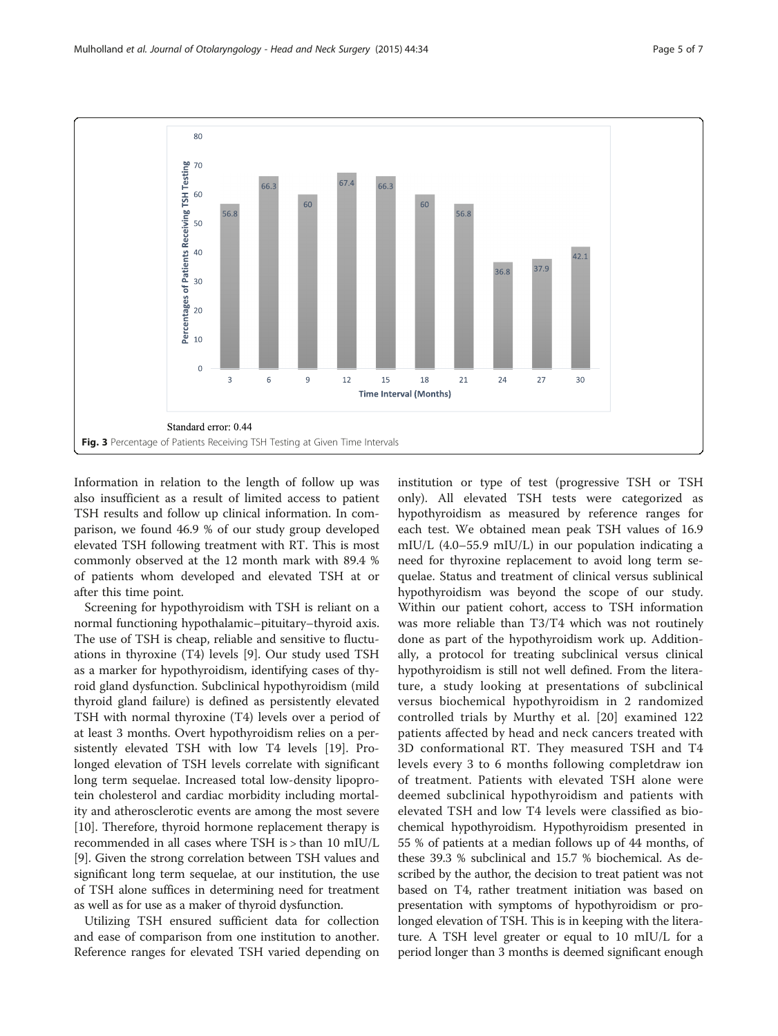Standard error: 0.44

**Fig. 3** Percentage of Patients Receiving TSH Testing at Given Time Intervals

Information in relation to the length of follow up was also insufficient as a result of limited access to patient TSH results and follow up clinical information. In comparison, we found 46.9 % of our study group developed elevated TSH following treatment with RT. This is most commonly observed at the 12 month mark with 89.4 % of patients whom developed and elevated TSH at or after this time point.

Screening for hypothyroidism with TSH is reliant on a normal functioning hypothalamic–pituitary–thyroid axis. The use of TSH is cheap, reliable and sensitive to fluctuations in thyroxine (T4) levels [9]. Our study used TSH as a marker for hypothyroidism, identifying cases of thyroid gland dysfunction. Subclinical hypothyroidism (mild thyroid gland failure) is defined as persistently elevated TSH with normal thyroxine (T4) levels over a period of at least 3 months. Overt hypothyroidism relies on a persistently elevated TSH with low T4 levels [19]. Prolonged elevation of TSH levels correlate with significant long term sequelae. Increased total low-density lipoprotein cholesterol and cardiac morbidity including mortality and atherosclerotic events are among the most severe [10]. Therefore, thyroid hormone replacement therapy is recommended in all cases where TSH is > than 10 mIU/L [9]. Given the strong correlation between TSH values and significant long term sequelae, at our institution, the use of TSH alone suffices in determining need for treatment as well as for use as a maker of thyroid dysfunction.

Utilizing TSH ensured sufficient data for collection and ease of comparison from one institution to another. Reference ranges for elevated TSH varied depending on institution or type of test (progressive TSH or TSH only). All elevated TSH tests were categorized as hypothyroidism as measured by reference ranges for each test. We obtained mean peak TSH values of 16.9 mIU/L (4.0–55.9 mIU/L) in our population indicating a need for thyroxine replacement to avoid long term sequelae. Status and treatment of clinical versus sublinical hypothyroidism was beyond the scope of our study. Within our patient cohort, access to TSH information was more reliable than T3/T4 which was not routinely done as part of the hypothyroidism work up. Additionally, a protocol for treating subclinical versus clinical hypothyroidism is still not well defined. From the literature, a study looking at presentations of subclinical versus biochemical hypothyroidism in 2 randomized controlled trials by Murthy et al. [20] examined 122 patients affected by head and neck cancers treated with 3D conformational RT. They measured TSH and T4 levels every 3 to 6 months following completdraw ion of treatment. Patients with elevated TSH alone were deemed subclinical hypothyroidism and patients with elevated TSH and low T4 levels were classified as biochemical hypothyroidism. Hypothyroidism presented in 55 % of patients at a median follows up of 44 months, of these 39.3 % subclinical and 15.7 % biochemical. As described by the author, the decision to treat patient was not based on T4, rather treatment initiation was based on presentation with symptoms of hypothyroidism or prolonged elevation of TSH. This is in keeping with the literature. A TSH level greater or equal to 10 mIU/L for a period longer than 3 months is deemed significant enough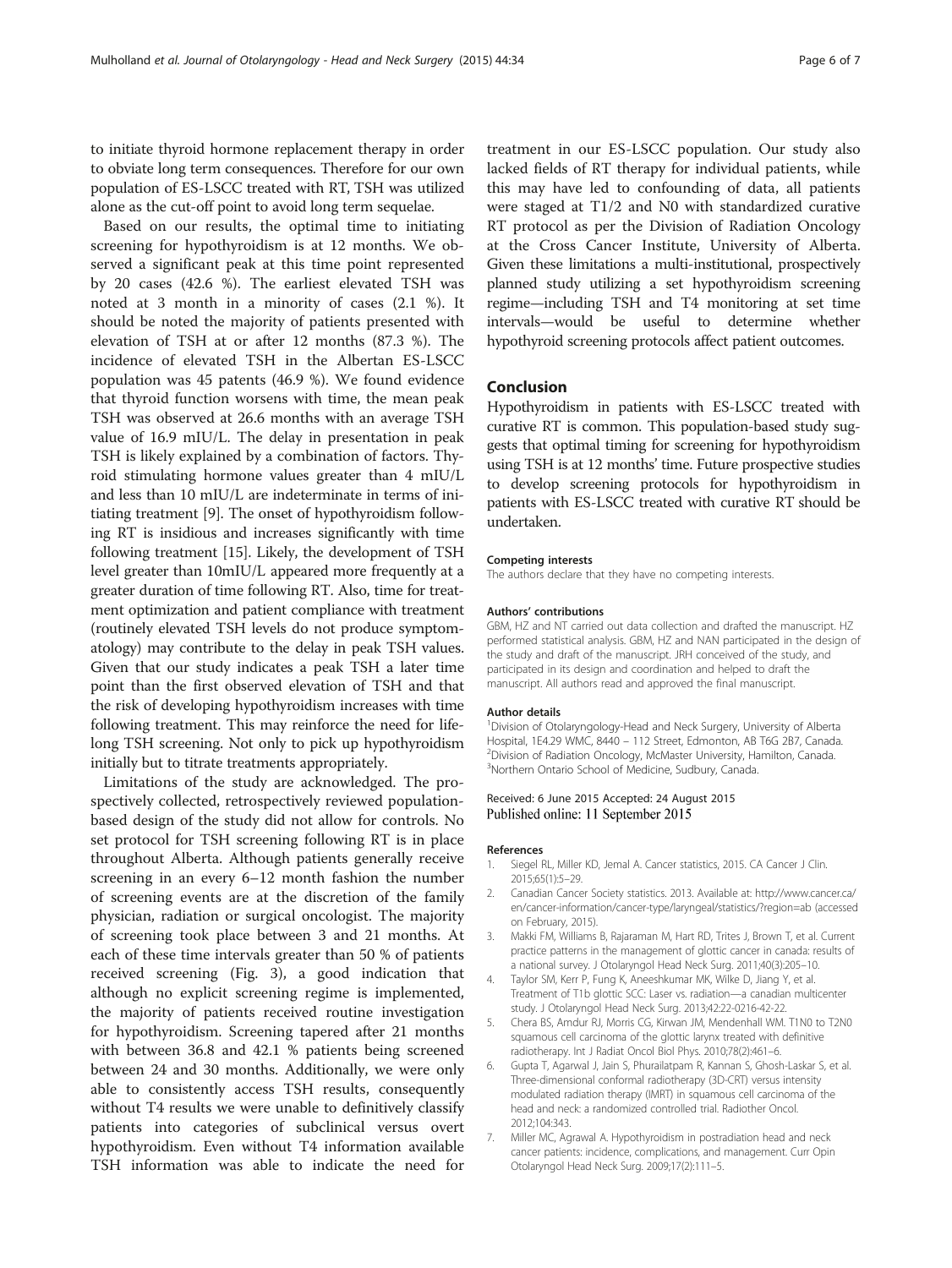to initiate thyroid hormone replacement therapy in order to obviate long term consequences. Therefore for our own population of ES-LSCC treated with RT, TSH was utilized alone as the cut-off point to avoid long term sequelae.

Based on our results, the optimal time to initiating screening for hypothyroidism is at 12 months. We observed a significant peak at this time point represented by 20 cases (42.6 %). The earliest elevated TSH was noted at 3 month in a minority of cases (2.1 %). It should be noted the majority of patients presented with elevation of TSH at or after 12 months (87.3 %). The incidence of elevated TSH in the Albertan ES-LSCC population was 45 patents (46.9 %). We found evidence that thyroid function worsens with time, the mean peak TSH was observed at 26.6 months with an average TSH value of 16.9 mIU/L. The delay in presentation in peak TSH is likely explained by a combination of factors. Thyroid stimulating hormone values greater than 4 mIU/L and less than 10 mIU/L are indeterminate in terms of initiating treatment [9]. The onset of hypothyroidism following RT is insidious and increases significantly with time following treatment [15]. Likely, the development of TSH level greater than 10mIU/L appeared more frequently at a greater duration of time following RT. Also, time for treatment optimization and patient compliance with treatment (routinely elevated TSH levels do not produce symptomatology) may contribute to the delay in peak TSH values. Given that our study indicates a peak TSH a later time point than the first observed elevation of TSH and that the risk of developing hypothyroidism increases with time following treatment. This may reinforce the need for life-long TSH screening. Not only to pick up hypothyroidism initially but to titrate treatments appropriately.

Limitations of the study are acknowledged. The prospectively collected, retrospectively reviewed population-based design of the study did not allow for controls. No set protocol for TSH screening following RT is in place throughout Alberta. Although patients generally receive screening in an every 6–12 month fashion the number of screening events are at the discretion of the family physician, radiation or surgical oncologist. The majority of screening took place between 3 and 21 months. At each of these time intervals greater than 50 % of patients received screening (Fig. 3), a good indication that although no explicit screening regime is implemented, the majority of patients received routine investigation for hypothyroidism. Screening tapered after 21 months with between 36.8 and 42.1 % patients being screened between 24 and 30 months. Additionally, we were only able to consistently access TSH results, consequently without T4 results we were unable to definitively classify patients into categories of subclinical versus overt hypothyroidism. Even without T4 information available TSH information was able to indicate the need for treatment in our ES-LSCC population. Our study also lacked fields of RT therapy for individual patients, while this may have led to confounding of data, all patients were staged at T1/2 and N0 with standardized curative RT protocol as per the Division of Radiation Oncology at the Cross Cancer Institute, University of Alberta. Given these limitations a multi-institutional, prospectively planned study utilizing a set hypothyroidism screening regime—including TSH and T4 monitoring at set time intervals—would be useful to determine whether hypothyroid screening protocols affect patient outcomes.

## Conclusion

Hypothyroidism in patients with ES-LSCC treated with curative RT is common. This population-based study suggests that optimal timing for screening for hypothyroidism using TSH is at 12 months' time. Future prospective studies to develop screening protocols for hypothyroidism in patients with ES-LSCC treated with curative RT should be undertaken.

#### Competing interests

The authors declare that they have no competing interests.

#### Authors' contributions

GBM, HZ and NT carried out data collection and drafted the manuscript. HZ performed statistical analysis. GBM, HZ and NAN participated in the design of the study and draft of the manuscript. JRH conceived of the study, and participated in its design and coordination and helped to draft the manuscript. All authors read and approved the final manuscript.

#### Author details

[1]Division of Otolaryngology-Head and Neck Surgery, University of Alberta Hospital, 1E4.29 WMC, 8440 – 112 Street, Edmonton, AB T6G 2B7, Canada. [2]Division of Radiation Oncology, McMaster University, Hamilton, Canada. [3]Northern Ontario School of Medicine, Sudbury, Canada.

Received: 6 June 2015 Accepted: 24 August 2015
Published online: 11 September 2015

#### References

1. Siegel RL, Miller KD, Jemal A. Cancer statistics, 2015. CA Cancer J Clin. 2015;65(1):5–29.
2. Canadian Cancer Society statistics. 2013. Available at: http://www.cancer.ca/en/cancer-information/cancer-type/laryngeal/statistics/?region=ab (accessed on February, 2015).
3. Makki FM, Williams B, Rajaraman M, Hart RD, Trites J, Brown T, et al. Current practice patterns in the management of glottic cancer in canada: results of a national survey. J Otolaryngol Head Neck Surg. 2011;40(3):205–10.
4. Taylor SM, Kerr P, Fung K, Aneeshkumar MK, Wilke D, Jiang Y, et al. Treatment of T1b glottic SCC: Laser vs. radiation—a canadian multicenter study. J Otolaryngol Head Neck Surg. 2013;42:22-0216-42-22.
5. Chera BS, Amdur RJ, Morris CG, Kirwan JM, Mendenhall WM. T1N0 to T2N0 squamous cell carcinoma of the glottic larynx treated with definitive radiotherapy. Int J Radiat Oncol Biol Phys. 2010;78(2):461–6.
6. Gupta T, Agarwal J, Jain S, Phurailatpam R, Kannan S, Ghosh-Laskar S, et al. Three-dimensional conformal radiotherapy (3D-CRT) versus intensity modulated radiation therapy (IMRT) in squamous cell carcinoma of the head and neck: a randomized controlled trial. Radiother Oncol. 2012;104:343.
7. Miller MC, Agrawal A. Hypothyroidism in postradiation head and neck cancer patients: incidence, complications, and management. Curr Opin Otolaryngol Head Neck Surg. 2009;17(2):111–5.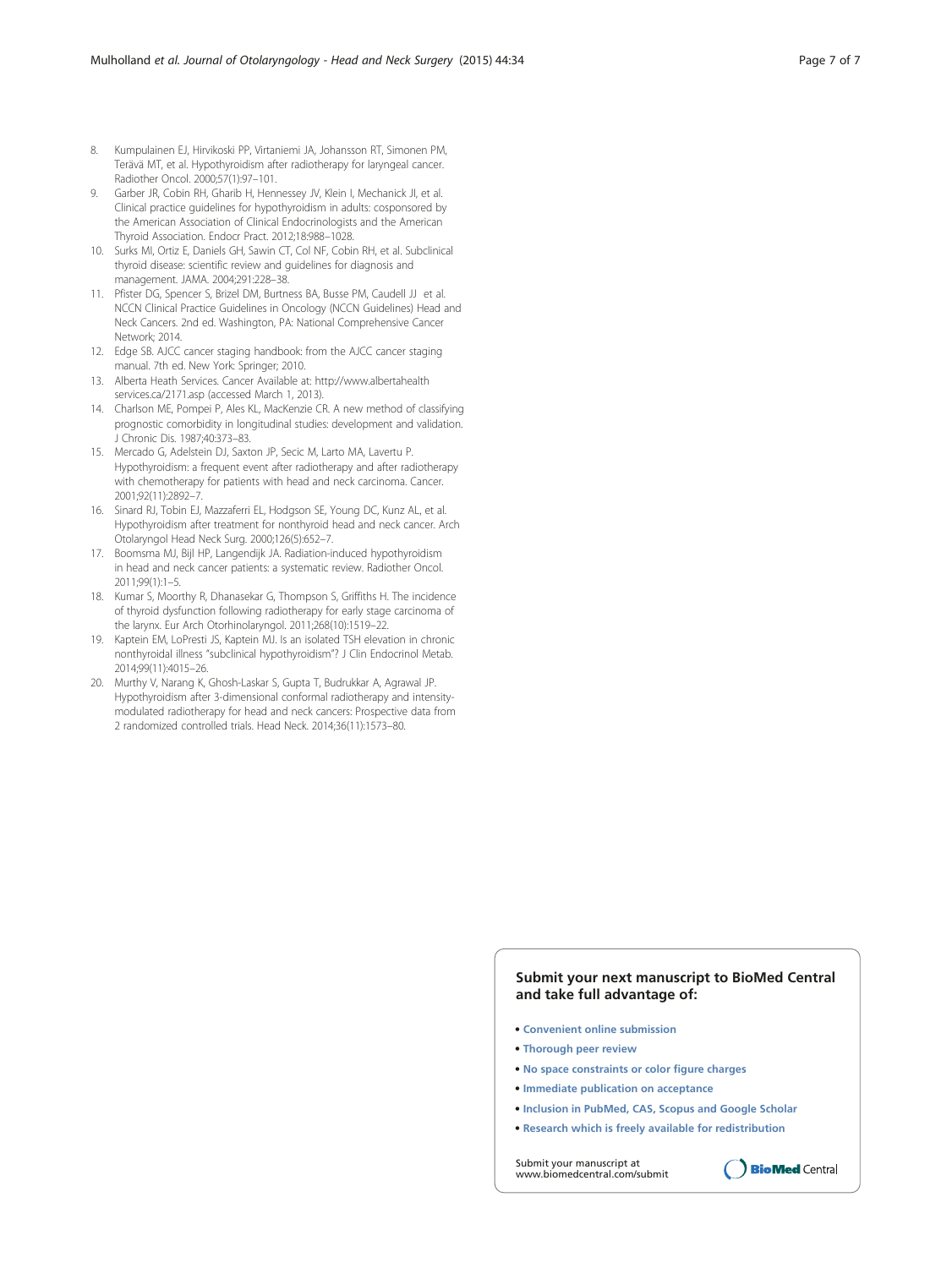8. Kumpulainen EJ, Hirvikoski PP, Virtaniemi JA, Johansson RT, Simonen PM, Terävä MT, et al. Hypothyroidism after radiotherapy for laryngeal cancer. Radiother Oncol. 2000;57(1):97–101.
9. Garber JR, Cobin RH, Gharib H, Hennessey JV, Klein I, Mechanick JI, et al. Clinical practice guidelines for hypothyroidism in adults: cosponsored by the American Association of Clinical Endocrinologists and the American Thyroid Association. Endocr Pract. 2012;18:988–1028.
10. Surks MI, Ortiz E, Daniels GH, Sawin CT, Col NF, Cobin RH, et al. Subclinical thyroid disease: scientific review and guidelines for diagnosis and management. JAMA. 2004;291:228–38.
11. Pfister DG, Spencer S, Brizel DM, Burtness BA, Busse PM, Caudell JJ et al. NCCN Clinical Practice Guidelines in Oncology (NCCN Guidelines) Head and Neck Cancers. 2nd ed. Washington, PA: National Comprehensive Cancer Network; 2014.
12. Edge SB. AJCC cancer staging handbook: from the AJCC cancer staging manual. 7th ed. New York: Springer; 2010.
13. Alberta Heath Services. Cancer Available at: http://www.albertahealthservices.ca/2171.asp (accessed March 1, 2013).
14. Charlson ME, Pompei P, Ales KL, MacKenzie CR. A new method of classifying prognostic comorbidity in longitudinal studies: development and validation. J Chronic Dis. 1987;40:373–83.
15. Mercado G, Adelstein DJ, Saxton JP, Secic M, Larto MA, Lavertu P. Hypothyroidism: a frequent event after radiotherapy and after radiotherapy with chemotherapy for patients with head and neck carcinoma. Cancer. 2001;92(11):2892–7.
16. Sinard RJ, Tobin EJ, Mazzaferri EL, Hodgson SE, Young DC, Kunz AL, et al. Hypothyroidism after treatment for nonthyroid head and neck cancer. Arch Otolaryngol Head Neck Surg. 2000;126(5):652–7.
17. Boomsma MJ, Bijl HP, Langendijk JA. Radiation-induced hypothyroidism in head and neck cancer patients: a systematic review. Radiother Oncol. 2011;99(1):1–5.
18. Kumar S, Moorthy R, Dhanasekar G, Thompson S, Griffiths H. The incidence of thyroid dysfunction following radiotherapy for early stage carcinoma of the larynx. Eur Arch Otorhinolaryngol. 2011;268(10):1519–22.
19. Kaptein EM, LoPresti JS, Kaptein MJ. Is an isolated TSH elevation in chronic nonthyroidal illness "subclinical hypothyroidism"? J Clin Endocrinol Metab. 2014;99(11):4015–26.
20. Murthy V, Narang K, Ghosh-Laskar S, Gupta T, Budrukkar A, Agrawal JP. Hypothyroidism after 3-dimensional conformal radiotherapy and intensity-modulated radiotherapy for head and neck cancers: Prospective data from 2 randomized controlled trials. Head Neck. 2014;36(11):1573–80.

**Submit your next manuscript to BioMed Central and take full advantage of:**

- **Convenient online submission**
- **Thorough peer review**
- **No space constraints or color figure charges**
- **Immediate publication on acceptance**
- **Inclusion in PubMed, CAS, Scopus and Google Scholar**
- **Research which is freely available for redistribution**

Submit your manuscript at
www.biomedcentral.com/submit

BioMed Central